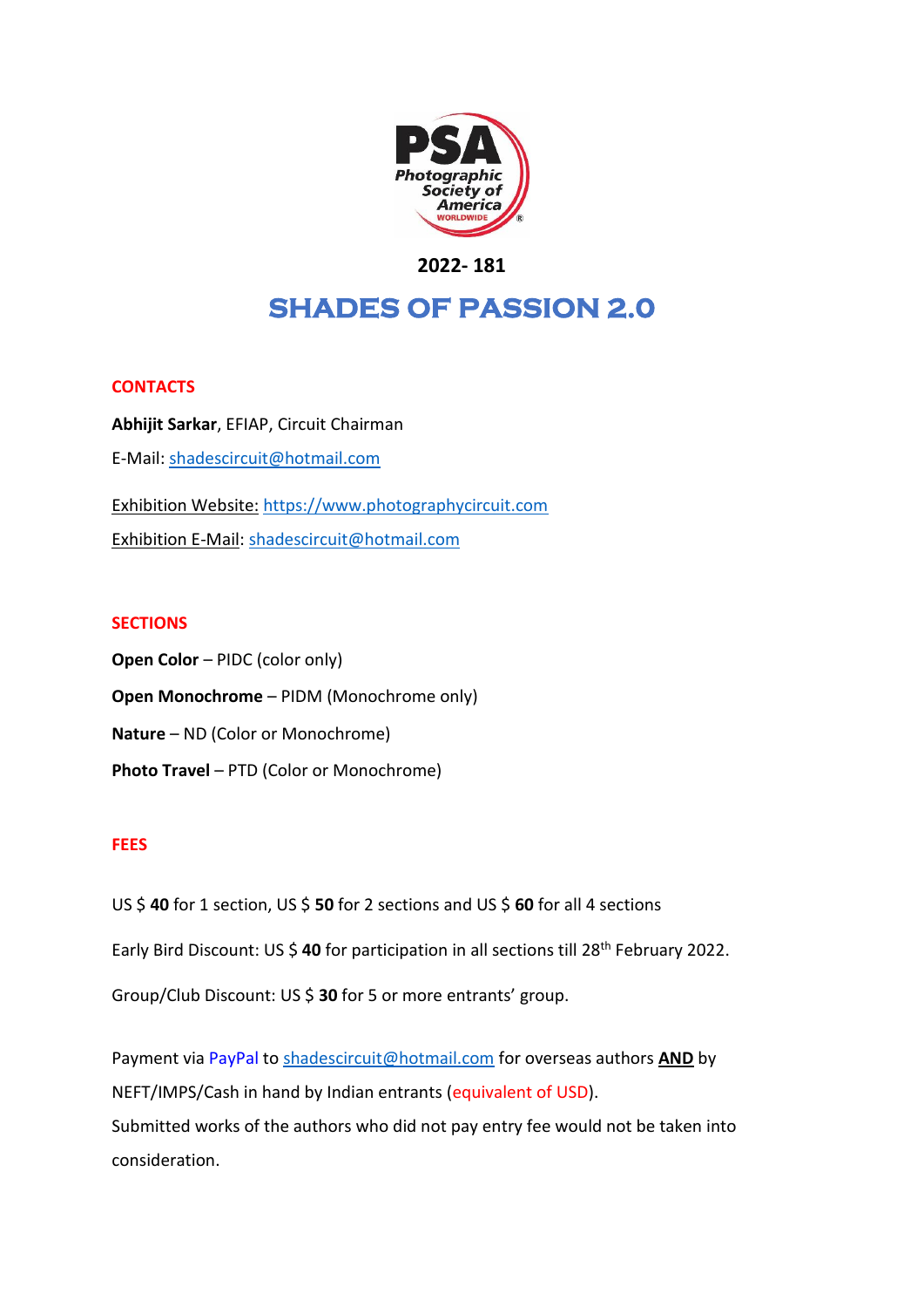**2022- 181**

# SHADES OF PASSION 2.0

## CONTACTS

**Abhijit Sarkar**, EFIAP, Circuit Chairman

E-Mail: shadescircuit@hotmail.com

Exhibition Website: https://www.photographycircuit.com

Exhibition E-Mail: shadescircuit@hotmail.com

## SECTIONS

**Open Color** – PIDC (color only)

**Open Monochrome** – PIDM (Monochrome only)

**Nature** – ND (Color or Monochrome)

**Photo Travel** – PTD (Color or Monochrome)

## FEES

US $ **40** for 1 section, US $ **50** for 2 sections and US $ **60** for all 4 sections

Early Bird Discount: US $ **40** for participation in all sections till 28th February 2022.

Group/Club Discount: US $ **30** for 5 or more entrants' group.

Payment via PayPal to shadescircuit@hotmail.com for overseas authors **AND** by NEFT/IMPS/Cash in hand by Indian entrants (equivalent of USD).
Submitted works of the authors who did not pay entry fee would not be taken into consideration.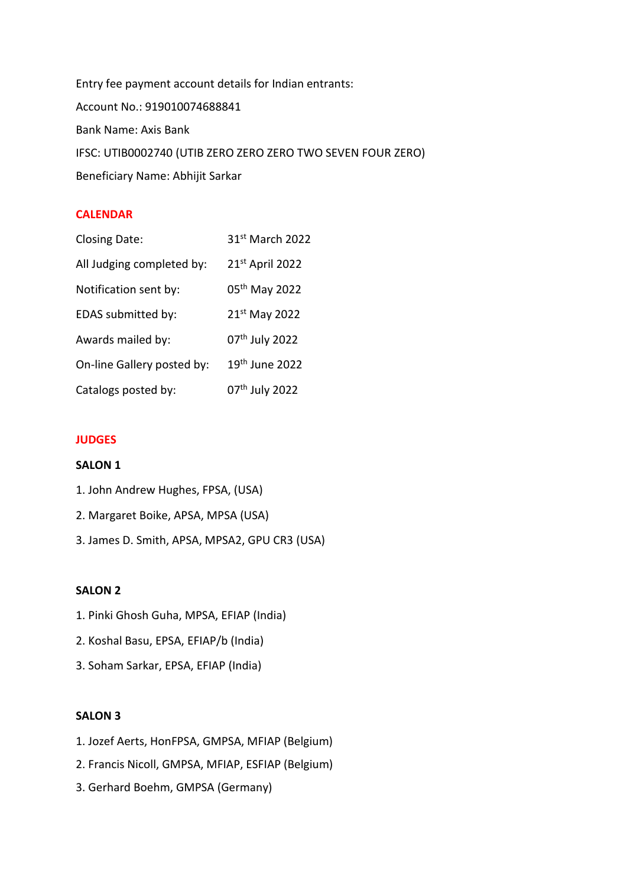Entry fee payment account details for Indian entrants:

Account No.: 919010074688841

Bank Name: Axis Bank

IFSC: UTIB0002740 (UTIB ZERO ZERO ZERO TWO SEVEN FOUR ZERO)

Beneficiary Name: Abhijit Sarkar

## CALENDAR

| | |
|---|---|
| Closing Date: | 31st March 2022 |
| All Judging completed by: | 21st April 2022 |
| Notification sent by: | 05th May 2022 |
| EDAS submitted by: | 21st May 2022 |
| Awards mailed by: | 07th July 2022 |
| On-line Gallery posted by: | 19th June 2022 |
| Catalogs posted by: | 07th July 2022 |

## JUDGES

### SALON 1

1. John Andrew Hughes, FPSA, (USA)
2. Margaret Boike, APSA, MPSA (USA)
3. James D. Smith, APSA, MPSA2, GPU CR3 (USA)

### SALON 2

1. Pinki Ghosh Guha, MPSA, EFIAP (India)
2. Koshal Basu, EPSA, EFIAP/b (India)
3. Soham Sarkar, EPSA, EFIAP (India)

### SALON 3

1. Jozef Aerts, HonFPSA, GMPSA, MFIAP (Belgium)
2. Francis Nicoll, GMPSA, MFIAP, ESFIAP (Belgium)
3. Gerhard Boehm, GMPSA (Germany)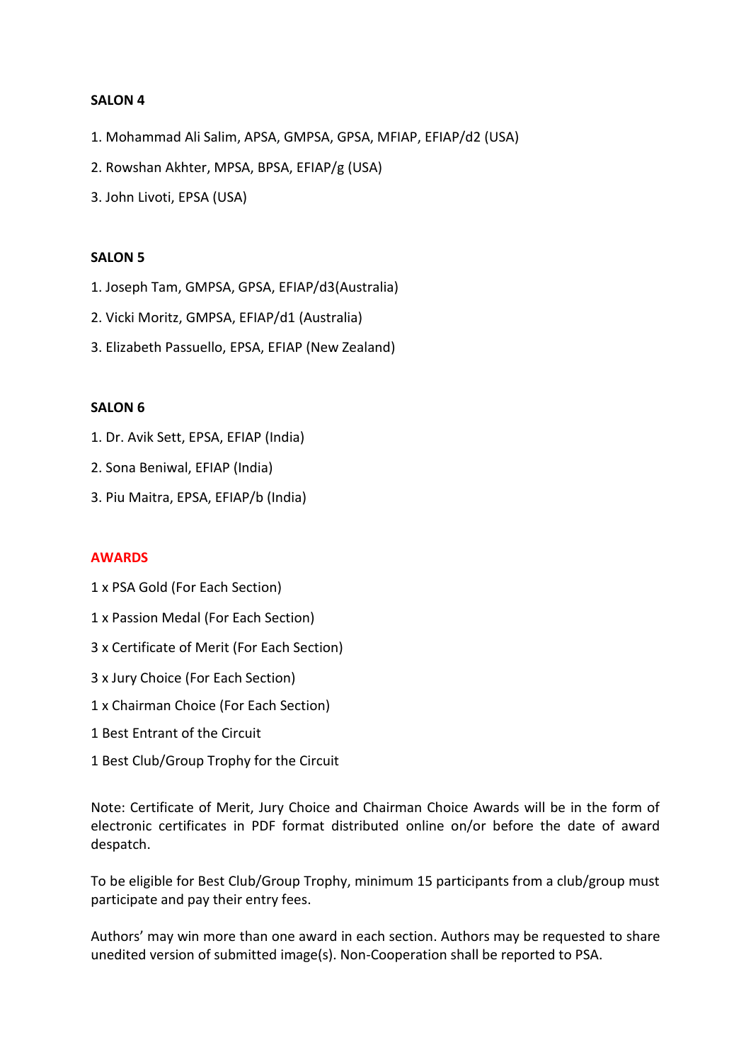**SALON 4**

1. Mohammad Ali Salim, APSA, GMPSA, GPSA, MFIAP, EFIAP/d2 (USA)
2. Rowshan Akhter, MPSA, BPSA, EFIAP/g (USA)
3. John Livoti, EPSA (USA)

**SALON 5**

1. Joseph Tam, GMPSA, GPSA, EFIAP/d3(Australia)
2. Vicki Moritz, GMPSA, EFIAP/d1 (Australia)
3. Elizabeth Passuello, EPSA, EFIAP (New Zealand)

**SALON 6**

1. Dr. Avik Sett, EPSA, EFIAP (India)
2. Sona Beniwal, EFIAP (India)
3. Piu Maitra, EPSA, EFIAP/b (India)

**AWARDS**

1 x PSA Gold (For Each Section)

1 x Passion Medal (For Each Section)

3 x Certificate of Merit (For Each Section)

3 x Jury Choice (For Each Section)

1 x Chairman Choice (For Each Section)

1 Best Entrant of the Circuit

1 Best Club/Group Trophy for the Circuit

Note: Certificate of Merit, Jury Choice and Chairman Choice Awards will be in the form of electronic certificates in PDF format distributed online on/or before the date of award despatch.

To be eligible for Best Club/Group Trophy, minimum 15 participants from a club/group must participate and pay their entry fees.

Authors' may win more than one award in each section. Authors may be requested to share unedited version of submitted image(s). Non-Cooperation shall be reported to PSA.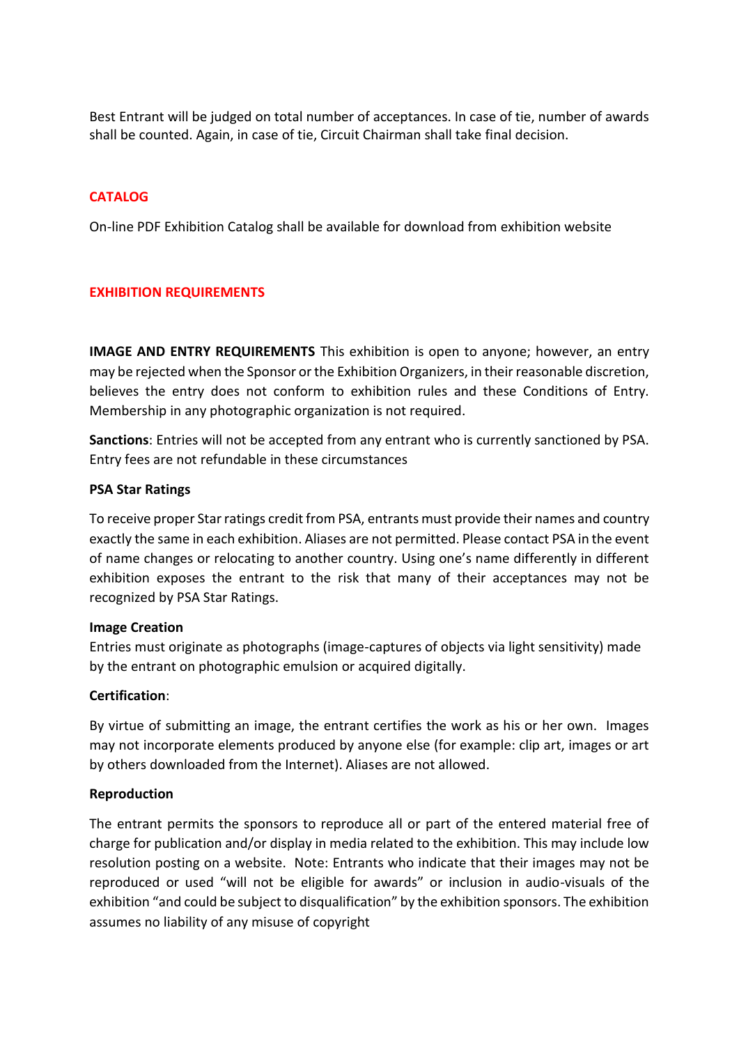Best Entrant will be judged on total number of acceptances. In case of tie, number of awards shall be counted. Again, in case of tie, Circuit Chairman shall take final decision.

## CATALOG

On-line PDF Exhibition Catalog shall be available for download from exhibition website

## EXHIBITION REQUIREMENTS

**IMAGE AND ENTRY REQUIREMENTS** This exhibition is open to anyone; however, an entry may be rejected when the Sponsor or the Exhibition Organizers, in their reasonable discretion, believes the entry does not conform to exhibition rules and these Conditions of Entry. Membership in any photographic organization is not required.

**Sanctions**: Entries will not be accepted from any entrant who is currently sanctioned by PSA. Entry fees are not refundable in these circumstances

**PSA Star Ratings**

To receive proper Star ratings credit from PSA, entrants must provide their names and country exactly the same in each exhibition. Aliases are not permitted. Please contact PSA in the event of name changes or relocating to another country. Using one's name differently in different exhibition exposes the entrant to the risk that many of their acceptances may not be recognized by PSA Star Ratings.

**Image Creation**

Entries must originate as photographs (image-captures of objects via light sensitivity) made by the entrant on photographic emulsion or acquired digitally.

**Certification**:

By virtue of submitting an image, the entrant certifies the work as his or her own. Images may not incorporate elements produced by anyone else (for example: clip art, images or art by others downloaded from the Internet). Aliases are not allowed.

**Reproduction**

The entrant permits the sponsors to reproduce all or part of the entered material free of charge for publication and/or display in media related to the exhibition. This may include low resolution posting on a website. Note: Entrants who indicate that their images may not be reproduced or used "will not be eligible for awards" or inclusion in audio-visuals of the exhibition "and could be subject to disqualification" by the exhibition sponsors. The exhibition assumes no liability of any misuse of copyright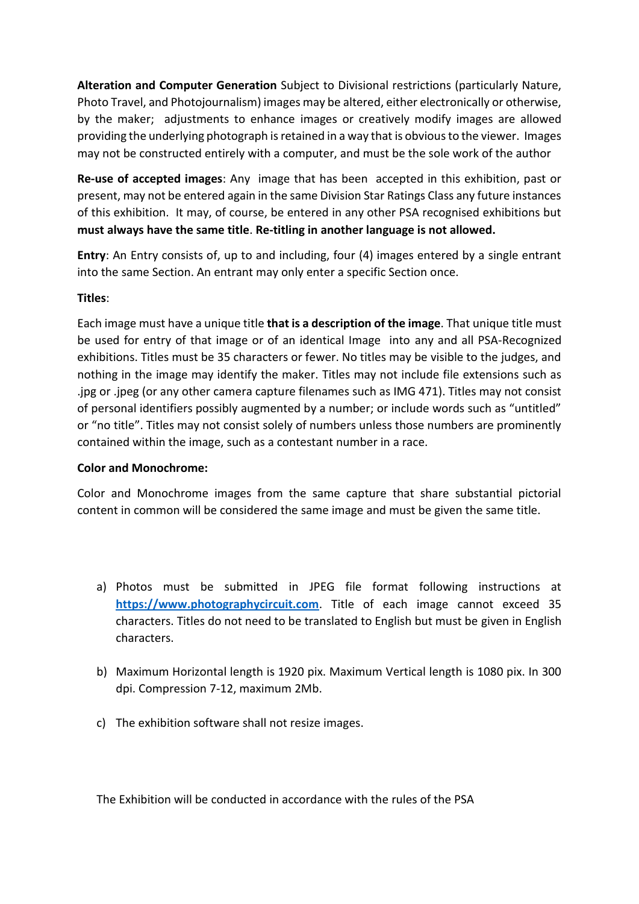**Alteration and Computer Generation** Subject to Divisional restrictions (particularly Nature, Photo Travel, and Photojournalism) images may be altered, either electronically or otherwise, by the maker; adjustments to enhance images or creatively modify images are allowed providing the underlying photograph is retained in a way that is obvious to the viewer. Images may not be constructed entirely with a computer, and must be the sole work of the author

**Re-use of accepted images**: Any image that has been accepted in this exhibition, past or present, may not be entered again in the same Division Star Ratings Class any future instances of this exhibition. It may, of course, be entered in any other PSA recognised exhibitions but **must always have the same title**. **Re-titling in another language is not allowed.**

**Entry**: An Entry consists of, up to and including, four (4) images entered by a single entrant into the same Section. An entrant may only enter a specific Section once.

**Titles**:

Each image must have a unique title **that is a description of the image**. That unique title must be used for entry of that image or of an identical Image into any and all PSA-Recognized exhibitions. Titles must be 35 characters or fewer. No titles may be visible to the judges, and nothing in the image may identify the maker. Titles may not include file extensions such as .jpg or .jpeg (or any other camera capture filenames such as IMG 471). Titles may not consist of personal identifiers possibly augmented by a number; or include words such as "untitled" or "no title". Titles may not consist solely of numbers unless those numbers are prominently contained within the image, such as a contestant number in a race.

**Color and Monochrome:**

Color and Monochrome images from the same capture that share substantial pictorial content in common will be considered the same image and must be given the same title.

a) Photos must be submitted in JPEG file format following instructions at [https://www.photographycircuit.com](https://www.photographycircuit.com). Title of each image cannot exceed 35 characters. Titles do not need to be translated to English but must be given in English characters.

b) Maximum Horizontal length is 1920 pix. Maximum Vertical length is 1080 pix. In 300 dpi. Compression 7-12, maximum 2Mb.

c) The exhibition software shall not resize images.

The Exhibition will be conducted in accordance with the rules of the PSA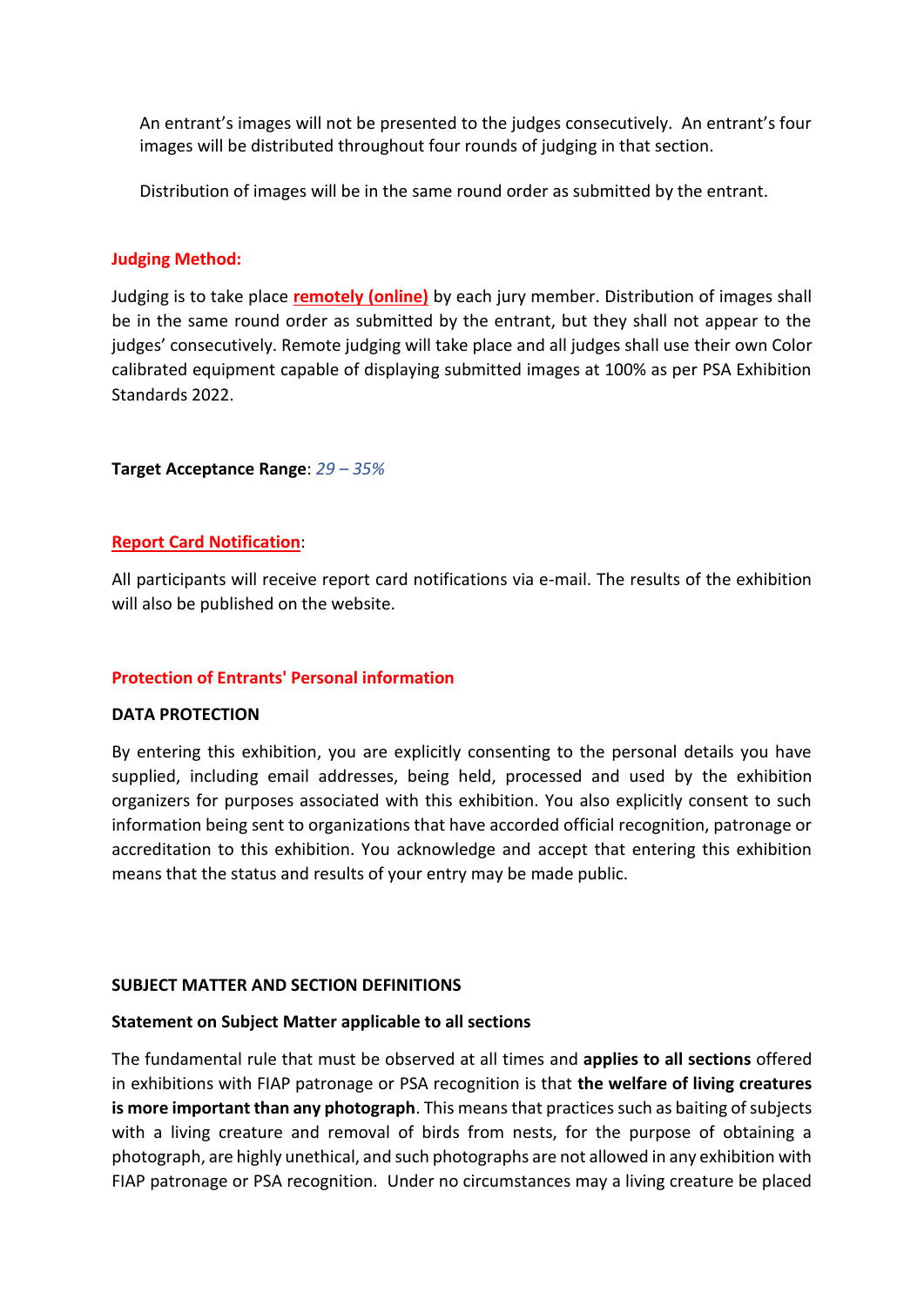An entrant's images will not be presented to the judges consecutively. An entrant's four images will be distributed throughout four rounds of judging in that section.

Distribution of images will be in the same round order as submitted by the entrant.

**Judging Method:**

Judging is to take place **remotely (online)** by each jury member. Distribution of images shall be in the same round order as submitted by the entrant, but they shall not appear to the judges' consecutively. Remote judging will take place and all judges shall use their own Color calibrated equipment capable of displaying submitted images at 100% as per PSA Exhibition Standards 2022.

**Target Acceptance Range**: *29 – 35%*

**Report Card Notification**:

All participants will receive report card notifications via e-mail. The results of the exhibition will also be published on the website.

**Protection of Entrants' Personal information**

**DATA PROTECTION**

By entering this exhibition, you are explicitly consenting to the personal details you have supplied, including email addresses, being held, processed and used by the exhibition organizers for purposes associated with this exhibition. You also explicitly consent to such information being sent to organizations that have accorded official recognition, patronage or accreditation to this exhibition. You acknowledge and accept that entering this exhibition means that the status and results of your entry may be made public.

**SUBJECT MATTER AND SECTION DEFINITIONS**

**Statement on Subject Matter applicable to all sections**

The fundamental rule that must be observed at all times and **applies to all sections** offered in exhibitions with FIAP patronage or PSA recognition is that **the welfare of living creatures is more important than any photograph**. This means that practices such as baiting of subjects with a living creature and removal of birds from nests, for the purpose of obtaining a photograph, are highly unethical, and such photographs are not allowed in any exhibition with FIAP patronage or PSA recognition. Under no circumstances may a living creature be placed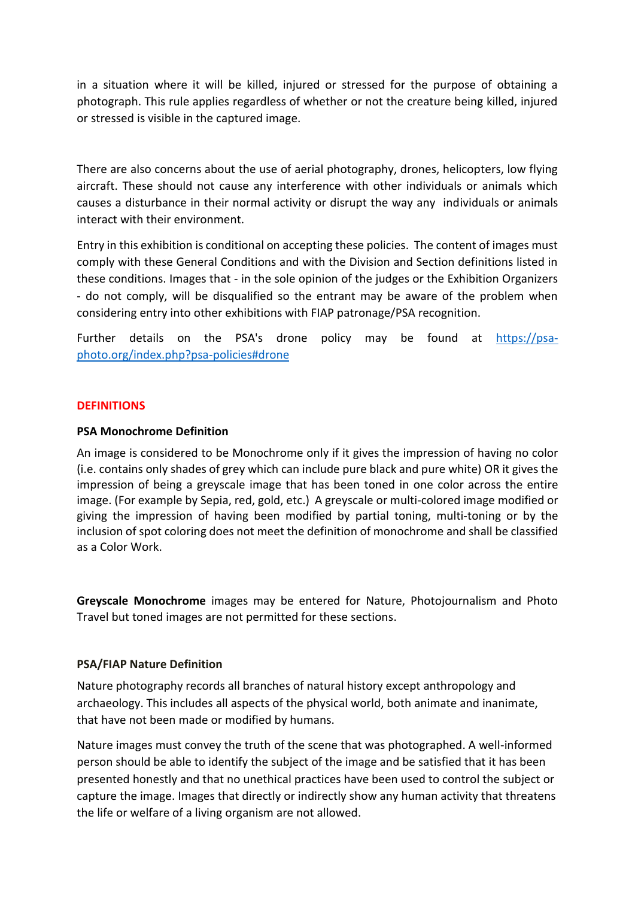in a situation where it will be killed, injured or stressed for the purpose of obtaining a photograph. This rule applies regardless of whether or not the creature being killed, injured or stressed is visible in the captured image.

There are also concerns about the use of aerial photography, drones, helicopters, low flying aircraft. These should not cause any interference with other individuals or animals which causes a disturbance in their normal activity or disrupt the way any individuals or animals interact with their environment.

Entry in this exhibition is conditional on accepting these policies. The content of images must comply with these General Conditions and with the Division and Section definitions listed in these conditions. Images that - in the sole opinion of the judges or the Exhibition Organizers - do not comply, will be disqualified so the entrant may be aware of the problem when considering entry into other exhibitions with FIAP patronage/PSA recognition.

Further details on the PSA's drone policy may be found at [https://psa-photo.org/index.php?psa-policies#drone](https://psa-photo.org/index.php?psa-policies#drone)

## DEFINITIONS

### PSA Monochrome Definition

An image is considered to be Monochrome only if it gives the impression of having no color (i.e. contains only shades of grey which can include pure black and pure white) OR it gives the impression of being a greyscale image that has been toned in one color across the entire image. (For example by Sepia, red, gold, etc.) A greyscale or multi-colored image modified or giving the impression of having been modified by partial toning, multi-toning or by the inclusion of spot coloring does not meet the definition of monochrome and shall be classified as a Color Work.

**Greyscale Monochrome** images may be entered for Nature, Photojournalism and Photo Travel but toned images are not permitted for these sections.

### PSA/FIAP Nature Definition

Nature photography records all branches of natural history except anthropology and archaeology. This includes all aspects of the physical world, both animate and inanimate, that have not been made or modified by humans.

Nature images must convey the truth of the scene that was photographed. A well-informed person should be able to identify the subject of the image and be satisfied that it has been presented honestly and that no unethical practices have been used to control the subject or capture the image. Images that directly or indirectly show any human activity that threatens the life or welfare of a living organism are not allowed.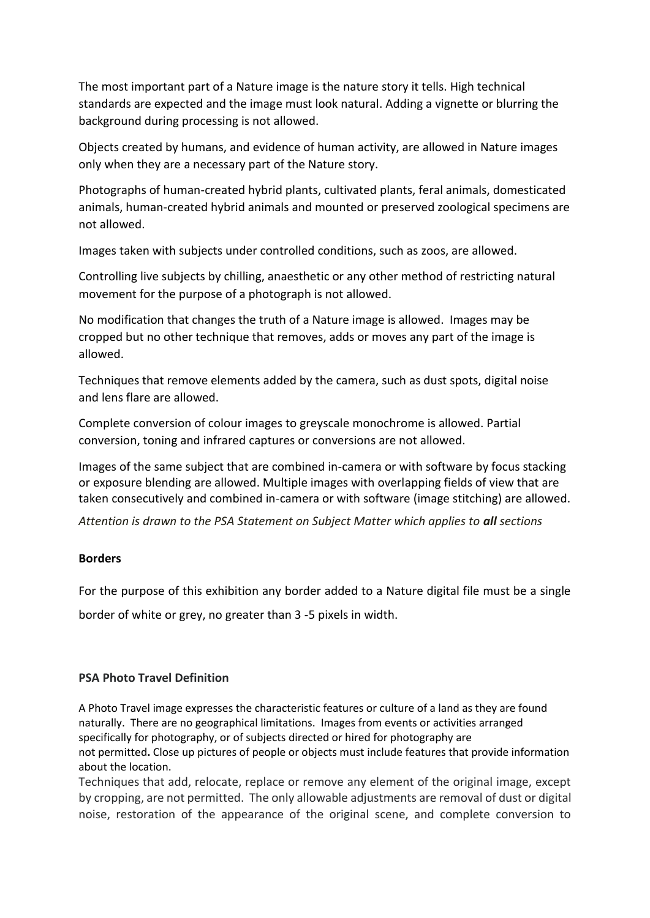The most important part of a Nature image is the nature story it tells. High technical standards are expected and the image must look natural. Adding a vignette or blurring the background during processing is not allowed.

Objects created by humans, and evidence of human activity, are allowed in Nature images only when they are a necessary part of the Nature story.

Photographs of human-created hybrid plants, cultivated plants, feral animals, domesticated animals, human-created hybrid animals and mounted or preserved zoological specimens are not allowed.

Images taken with subjects under controlled conditions, such as zoos, are allowed.

Controlling live subjects by chilling, anaesthetic or any other method of restricting natural movement for the purpose of a photograph is not allowed.

No modification that changes the truth of a Nature image is allowed. Images may be cropped but no other technique that removes, adds or moves any part of the image is allowed.

Techniques that remove elements added by the camera, such as dust spots, digital noise and lens flare are allowed.

Complete conversion of colour images to greyscale monochrome is allowed. Partial conversion, toning and infrared captures or conversions are not allowed.

Images of the same subject that are combined in-camera or with software by focus stacking or exposure blending are allowed. Multiple images with overlapping fields of view that are taken consecutively and combined in-camera or with software (image stitching) are allowed.

*Attention is drawn to the PSA Statement on Subject Matter which applies to **all** sections*

**Borders**

For the purpose of this exhibition any border added to a Nature digital file must be a single border of white or grey, no greater than 3 -5 pixels in width.

**PSA Photo Travel Definition**

A Photo Travel image expresses the characteristic features or culture of a land as they are found naturally. There are no geographical limitations. Images from events or activities arranged specifically for photography, or of subjects directed or hired for photography are not permitted. Close up pictures of people or objects must include features that provide information about the location.

Techniques that add, relocate, replace or remove any element of the original image, except by cropping, are not permitted. The only allowable adjustments are removal of dust or digital noise, restoration of the appearance of the original scene, and complete conversion to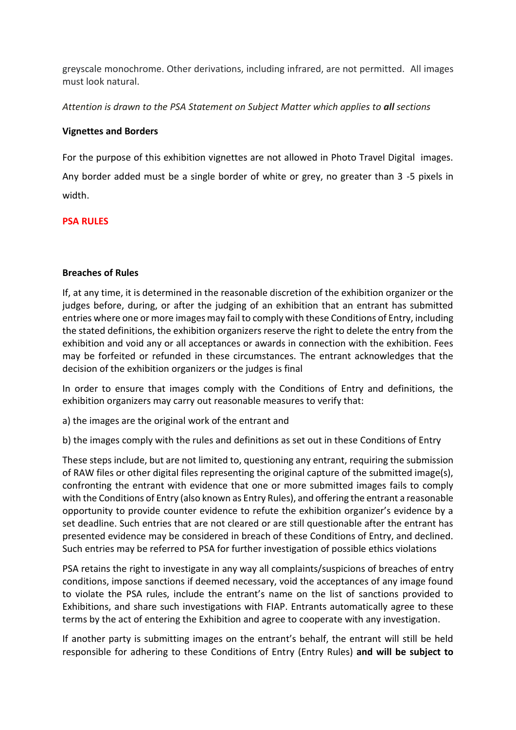greyscale monochrome. Other derivations, including infrared, are not permitted.  All images must look natural.

*Attention is drawn to the PSA Statement on Subject Matter which applies to **all** sections*

**Vignettes and Borders**

For the purpose of this exhibition vignettes are not allowed in Photo Travel Digital  images. Any border added must be a single border of white or grey, no greater than 3 -5 pixels in width.

**PSA RULES**

**Breaches of Rules**

If, at any time, it is determined in the reasonable discretion of the exhibition organizer or the judges before, during, or after the judging of an exhibition that an entrant has submitted entries where one or more images may fail to comply with these Conditions of Entry, including the stated definitions, the exhibition organizers reserve the right to delete the entry from the exhibition and void any or all acceptances or awards in connection with the exhibition. Fees may be forfeited or refunded in these circumstances. The entrant acknowledges that the decision of the exhibition organizers or the judges is final

In order to ensure that images comply with the Conditions of Entry and definitions, the exhibition organizers may carry out reasonable measures to verify that:

a) the images are the original work of the entrant and

b) the images comply with the rules and definitions as set out in these Conditions of Entry

These steps include, but are not limited to, questioning any entrant, requiring the submission of RAW files or other digital files representing the original capture of the submitted image(s), confronting the entrant with evidence that one or more submitted images fails to comply with the Conditions of Entry (also known as Entry Rules), and offering the entrant a reasonable opportunity to provide counter evidence to refute the exhibition organizer's evidence by a set deadline. Such entries that are not cleared or are still questionable after the entrant has presented evidence may be considered in breach of these Conditions of Entry, and declined. Such entries may be referred to PSA for further investigation of possible ethics violations

PSA retains the right to investigate in any way all complaints/suspicions of breaches of entry conditions, impose sanctions if deemed necessary, void the acceptances of any image found to violate the PSA rules, include the entrant's name on the list of sanctions provided to Exhibitions, and share such investigations with FIAP. Entrants automatically agree to these terms by the act of entering the Exhibition and agree to cooperate with any investigation.

If another party is submitting images on the entrant's behalf, the entrant will still be held responsible for adhering to these Conditions of Entry (Entry Rules) **and will be subject to**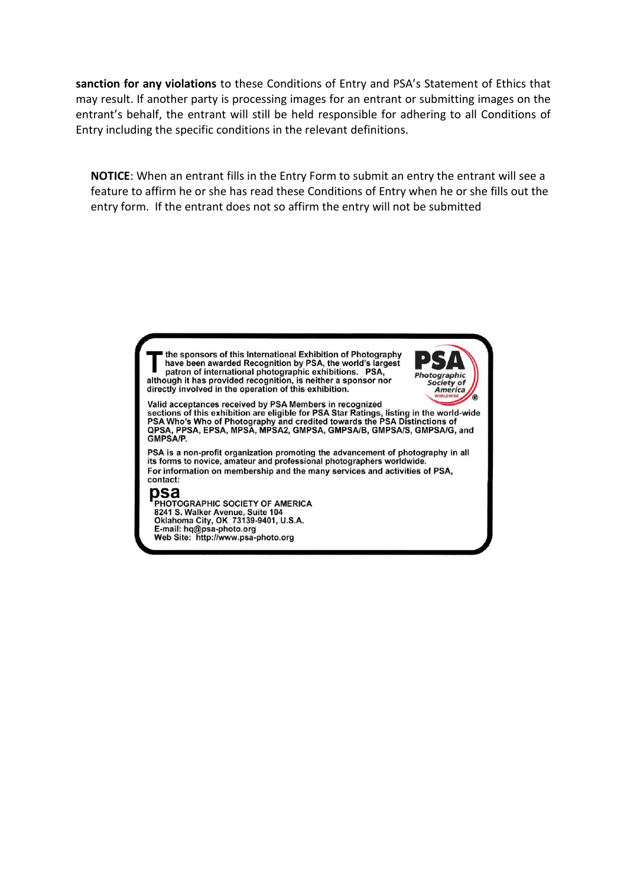**sanction for any violations** to these Conditions of Entry and PSA's Statement of Ethics that may result. If another party is processing images for an entrant or submitting images on the entrant's behalf, the entrant will still be held responsible for adhering to all Conditions of Entry including the specific conditions in the relevant definitions.

**NOTICE**: When an entrant fills in the Entry Form to submit an entry the entrant will see a feature to affirm he or she has read these Conditions of Entry when he or she fills out the entry form. If the entrant does not so affirm the entry will not be submitted

The sponsors of this International Exhibition of Photography have been awarded Recognition by PSA, the world's largest patron of international photographic exhibitions. PSA, although it has provided recognition, is neither a sponsor nor directly involved in the operation of this exhibition.

Valid acceptances received by PSA Members in recognized sections of this exhibition are eligible for PSA Star Ratings, listing in the world-wide PSA Who's Who of Photography and credited towards the PSA Distinctions of QPSA, PPSA, EPSA, MPSA, MPSA2, GMPSA, GMPSA/B, GMPSA/S, GMPSA/G, and GMPSA/P.

PSA is a non-profit organization promoting the advancement of photography in all its forms to novice, amateur and professional photographers worldwide.
For information on membership and the many services and activities of PSA, contact:

psa
PHOTOGRAPHIC SOCIETY OF AMERICA
8241 S. Walker Avenue, Suite 104
Oklahoma City, OK 73139-9401, U.S.A.
E-mail: hq@psa-photo.org
Web Site: http://www.psa-photo.org